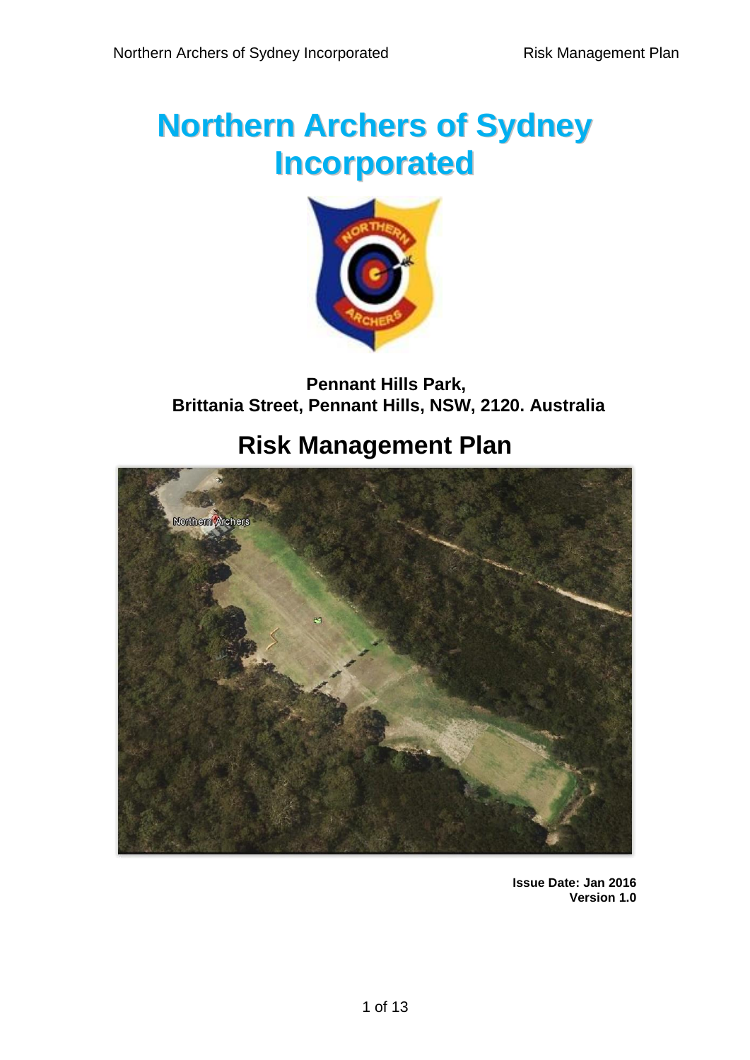# Northern Archers of Sydney Incorporated

**Pennant Hills Park,**
**Brittania Street, Pennant Hills, NSW, 2120. Australia**

## Risk Management Plan

**Issue Date: Jan 2016**
**Version 1.0**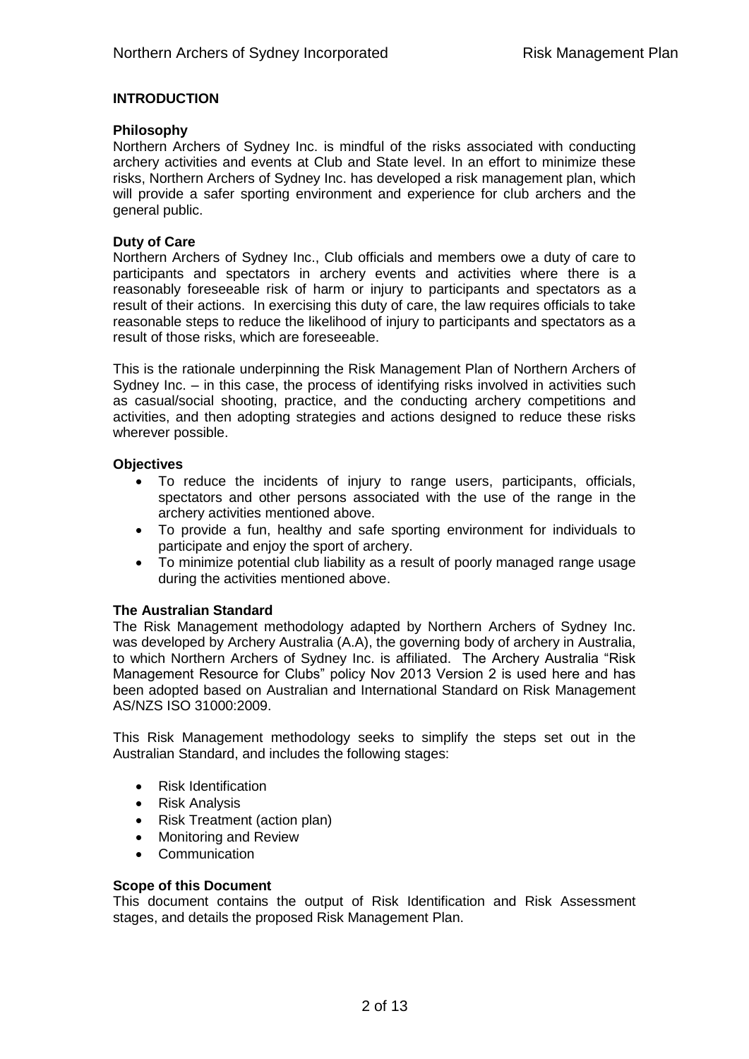## INTRODUCTION

### Philosophy

Northern Archers of Sydney Inc. is mindful of the risks associated with conducting archery activities and events at Club and State level. In an effort to minimize these risks, Northern Archers of Sydney Inc. has developed a risk management plan, which will provide a safer sporting environment and experience for club archers and the general public.

### Duty of Care

Northern Archers of Sydney Inc., Club officials and members owe a duty of care to participants and spectators in archery events and activities where there is a reasonably foreseeable risk of harm or injury to participants and spectators as a result of their actions. In exercising this duty of care, the law requires officials to take reasonable steps to reduce the likelihood of injury to participants and spectators as a result of those risks, which are foreseeable.

This is the rationale underpinning the Risk Management Plan of Northern Archers of Sydney Inc. – in this case, the process of identifying risks involved in activities such as casual/social shooting, practice, and the conducting archery competitions and activities, and then adopting strategies and actions designed to reduce these risks wherever possible.

### Objectives

- To reduce the incidents of injury to range users, participants, officials, spectators and other persons associated with the use of the range in the archery activities mentioned above.
- To provide a fun, healthy and safe sporting environment for individuals to participate and enjoy the sport of archery.
- To minimize potential club liability as a result of poorly managed range usage during the activities mentioned above.

### The Australian Standard

The Risk Management methodology adapted by Northern Archers of Sydney Inc. was developed by Archery Australia (A.A), the governing body of archery in Australia, to which Northern Archers of Sydney Inc. is affiliated. The Archery Australia "Risk Management Resource for Clubs" policy Nov 2013 Version 2 is used here and has been adopted based on Australian and International Standard on Risk Management AS/NZS ISO 31000:2009.

This Risk Management methodology seeks to simplify the steps set out in the Australian Standard, and includes the following stages:

- Risk Identification
- Risk Analysis
- Risk Treatment (action plan)
- Monitoring and Review
- Communication

### Scope of this Document

This document contains the output of Risk Identification and Risk Assessment stages, and details the proposed Risk Management Plan.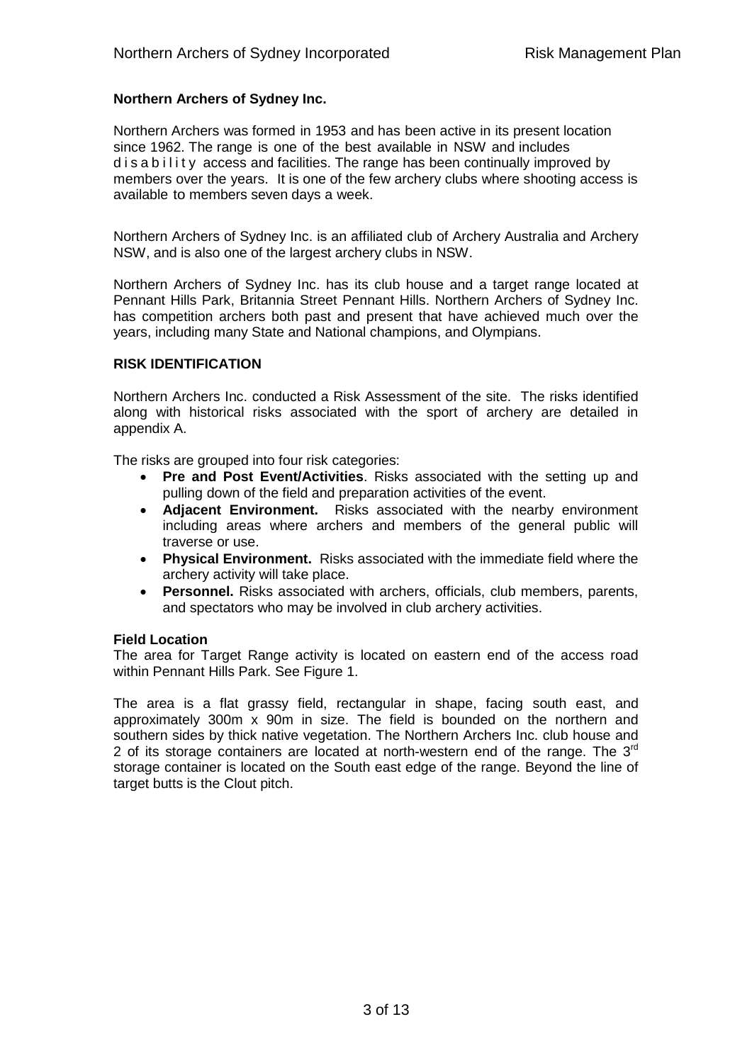**Northern Archers of Sydney Inc.**

Northern Archers was formed in 1953 and has been active in its present location since 1962. The range is one of the best available in NSW and includes disability access and facilities. The range has been continually improved by members over the years. It is one of the few archery clubs where shooting access is available to members seven days a week.

Northern Archers of Sydney Inc. is an affiliated club of Archery Australia and Archery NSW, and is also one of the largest archery clubs in NSW.

Northern Archers of Sydney Inc. has its club house and a target range located at Pennant Hills Park, Britannia Street Pennant Hills. Northern Archers of Sydney Inc. has competition archers both past and present that have achieved much over the years, including many State and National champions, and Olympians.

## RISK IDENTIFICATION

Northern Archers Inc. conducted a Risk Assessment of the site. The risks identified along with historical risks associated with the sport of archery are detailed in appendix A.

The risks are grouped into four risk categories:

- **Pre and Post Event/Activities**. Risks associated with the setting up and pulling down of the field and preparation activities of the event.
- **Adjacent Environment.** Risks associated with the nearby environment including areas where archers and members of the general public will traverse or use.
- **Physical Environment.** Risks associated with the immediate field where the archery activity will take place.
- **Personnel.** Risks associated with archers, officials, club members, parents, and spectators who may be involved in club archery activities.

**Field Location**

The area for Target Range activity is located on eastern end of the access road within Pennant Hills Park. See Figure 1.

The area is a flat grassy field, rectangular in shape, facing south east, and approximately 300m x 90m in size. The field is bounded on the northern and southern sides by thick native vegetation. The Northern Archers Inc. club house and 2 of its storage containers are located at north-western end of the range. The 3rd storage container is located on the South east edge of the range. Beyond the line of target butts is the Clout pitch.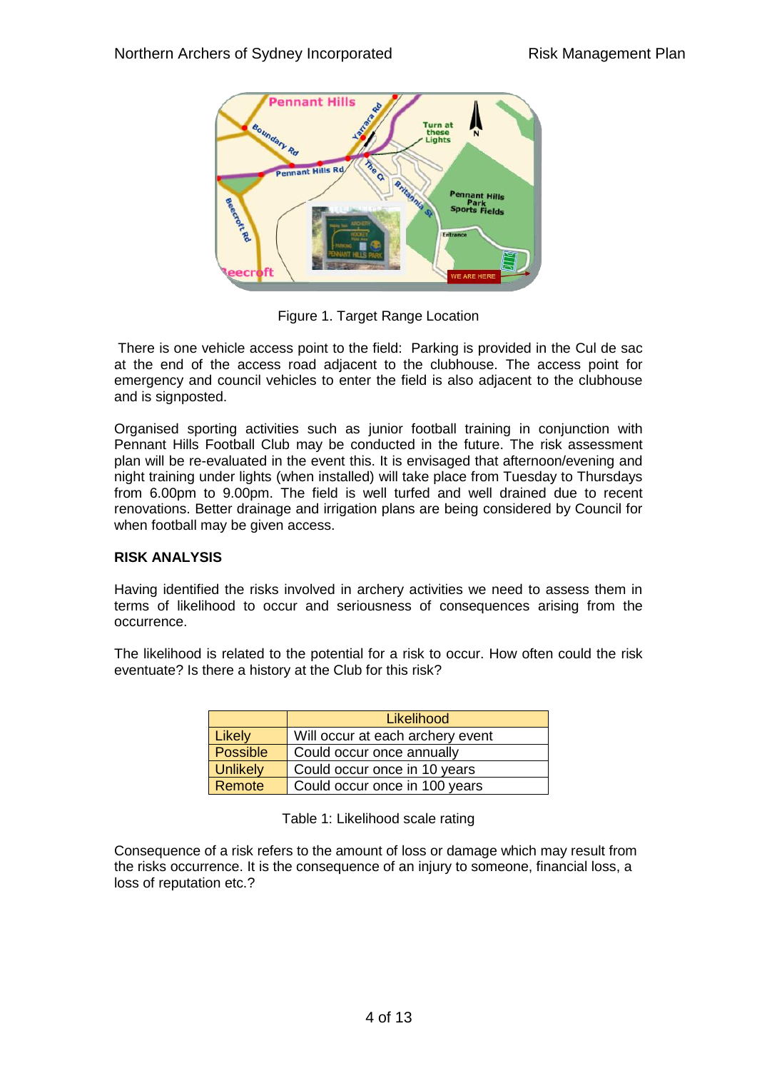Figure 1. Target Range Location

There is one vehicle access point to the field: Parking is provided in the Cul de sac at the end of the access road adjacent to the clubhouse. The access point for emergency and council vehicles to enter the field is also adjacent to the clubhouse and is signposted.

Organised sporting activities such as junior football training in conjunction with Pennant Hills Football Club may be conducted in the future. The risk assessment plan will be re-evaluated in the event this. It is envisaged that afternoon/evening and night training under lights (when installed) will take place from Tuesday to Thursdays from 6.00pm to 9.00pm. The field is well turfed and well drained due to recent renovations. Better drainage and irrigation plans are being considered by Council for when football may be given access.

**RISK ANALYSIS**

Having identified the risks involved in archery activities we need to assess them in terms of likelihood to occur and seriousness of consequences arising from the occurrence.

The likelihood is related to the potential for a risk to occur. How often could the risk eventuate? Is there a history at the Club for this risk?

| | Likelihood |
|---|---|
| Likely | Will occur at each archery event |
| Possible | Could occur once annually |
| Unlikely | Could occur once in 10 years |
| Remote | Could occur once in 100 years |

Table 1: Likelihood scale rating

Consequence of a risk refers to the amount of loss or damage which may result from the risks occurrence. It is the consequence of an injury to someone, financial loss, a loss of reputation etc.?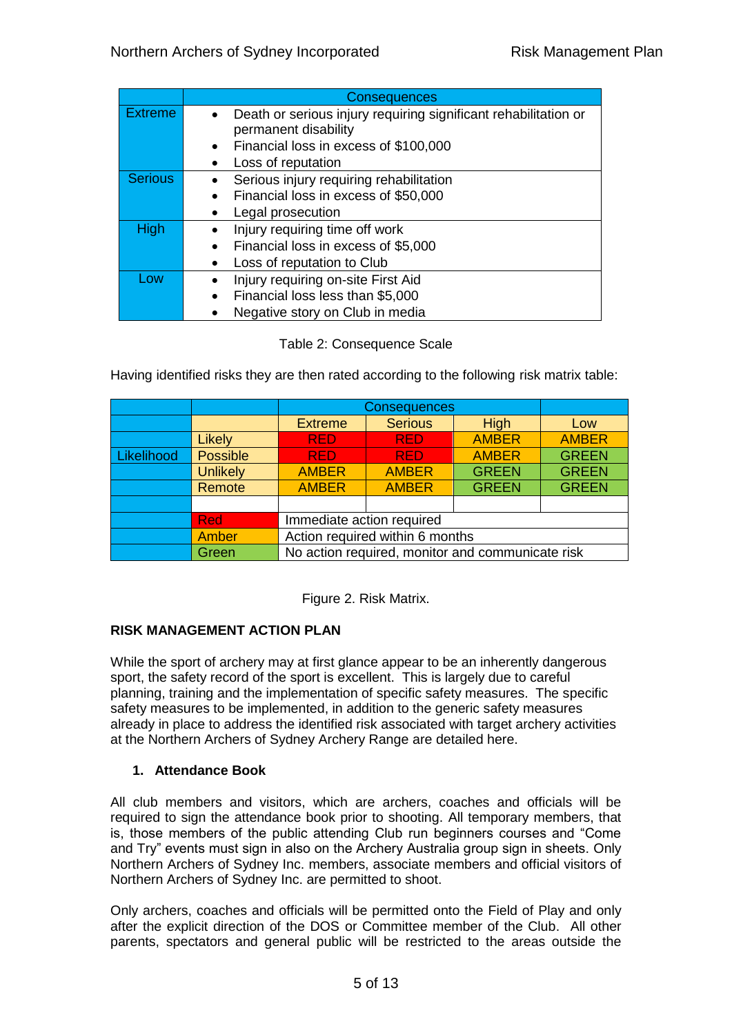| | Consequences |
|---|---|
| Extreme | • Death or serious injury requiring significant rehabilitation or permanent disability<br>• Financial loss in excess of $100,000<br>• Loss of reputation |
| Serious | • Serious injury requiring rehabilitation<br>• Financial loss in excess of $50,000<br>• Legal prosecution |
| High | • Injury requiring time off work<br>• Financial loss in excess of $5,000<br>• Loss of reputation to Club |
| Low | • Injury requiring on-site First Aid<br>• Financial loss less than $5,000<br>• Negative story on Club in media |

Table 2: Consequence Scale

Having identified risks they are then rated according to the following risk matrix table:

| | | Consequences | | | |
|---|---|---|---|---|---|
| | | Extreme | Serious | High | Low |
| Likelihood | Likely | RED | RED | AMBER | AMBER |
| | Possible | RED | RED | AMBER | GREEN |
| | Unlikely | AMBER | AMBER | GREEN | GREEN |
| | Remote | AMBER | AMBER | GREEN | GREEN |
| | | | | | |
| | Red | Immediate action required | | | |
| | Amber | Action required within 6 months | | | |
| | Green | No action required, monitor and communicate risk | | | |

Figure 2. Risk Matrix.

## RISK MANAGEMENT ACTION PLAN

While the sport of archery may at first glance appear to be an inherently dangerous sport, the safety record of the sport is excellent. This is largely due to careful planning, training and the implementation of specific safety measures. The specific safety measures to be implemented, in addition to the generic safety measures already in place to address the identified risk associated with target archery activities at the Northern Archers of Sydney Archery Range are detailed here.

### 1. Attendance Book

All club members and visitors, which are archers, coaches and officials will be required to sign the attendance book prior to shooting. All temporary members, that is, those members of the public attending Club run beginners courses and "Come and Try" events must sign in also on the Archery Australia group sign in sheets. Only Northern Archers of Sydney Inc. members, associate members and official visitors of Northern Archers of Sydney Inc. are permitted to shoot.

Only archers, coaches and officials will be permitted onto the Field of Play and only after the explicit direction of the DOS or Committee member of the Club. All other parents, spectators and general public will be restricted to the areas outside the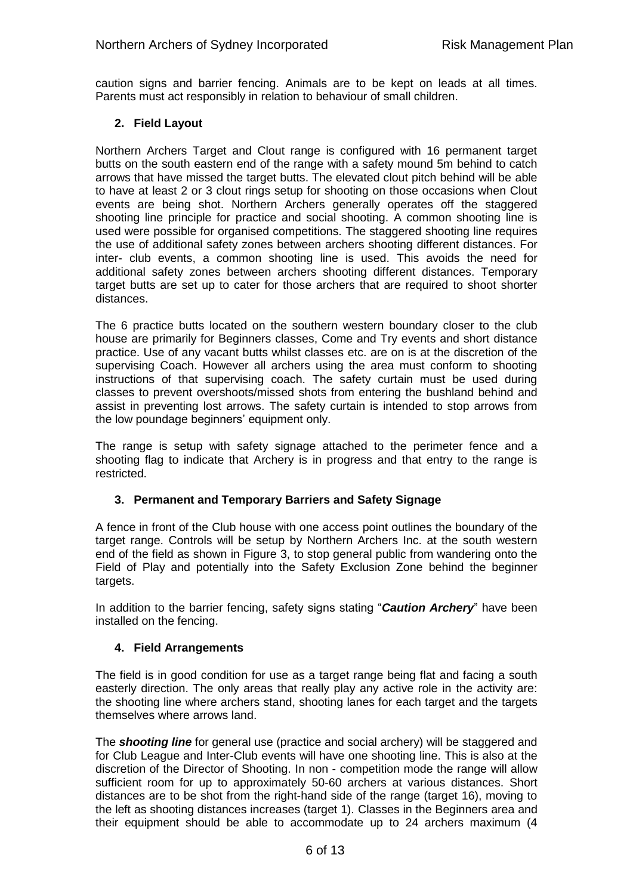caution signs and barrier fencing. Animals are to be kept on leads at all times. Parents must act responsibly in relation to behaviour of small children.

## 2. Field Layout

Northern Archers Target and Clout range is configured with 16 permanent target butts on the south eastern end of the range with a safety mound 5m behind to catch arrows that have missed the target butts. The elevated clout pitch behind will be able to have at least 2 or 3 clout rings setup for shooting on those occasions when Clout events are being shot. Northern Archers generally operates off the staggered shooting line principle for practice and social shooting. A common shooting line is used were possible for organised competitions. The staggered shooting line requires the use of additional safety zones between archers shooting different distances. For inter- club events, a common shooting line is used. This avoids the need for additional safety zones between archers shooting different distances. Temporary target butts are set up to cater for those archers that are required to shoot shorter distances.

The 6 practice butts located on the southern western boundary closer to the club house are primarily for Beginners classes, Come and Try events and short distance practice. Use of any vacant butts whilst classes etc. are on is at the discretion of the supervising Coach. However all archers using the area must conform to shooting instructions of that supervising coach. The safety curtain must be used during classes to prevent overshoots/missed shots from entering the bushland behind and assist in preventing lost arrows. The safety curtain is intended to stop arrows from the low poundage beginners' equipment only.

The range is setup with safety signage attached to the perimeter fence and a shooting flag to indicate that Archery is in progress and that entry to the range is restricted.

## 3. Permanent and Temporary Barriers and Safety Signage

A fence in front of the Club house with one access point outlines the boundary of the target range. Controls will be setup by Northern Archers Inc. at the south western end of the field as shown in Figure 3, to stop general public from wandering onto the Field of Play and potentially into the Safety Exclusion Zone behind the beginner targets.

In addition to the barrier fencing, safety signs stating "***Caution Archery***" have been installed on the fencing.

## 4. Field Arrangements

The field is in good condition for use as a target range being flat and facing a south easterly direction. The only areas that really play any active role in the activity are: the shooting line where archers stand, shooting lanes for each target and the targets themselves where arrows land.

The ***shooting line*** for general use (practice and social archery) will be staggered and for Club League and Inter-Club events will have one shooting line. This is also at the discretion of the Director of Shooting. In non - competition mode the range will allow sufficient room for up to approximately 50-60 archers at various distances. Short distances are to be shot from the right-hand side of the range (target 16), moving to the left as shooting distances increases (target 1). Classes in the Beginners area and their equipment should be able to accommodate up to 24 archers maximum (4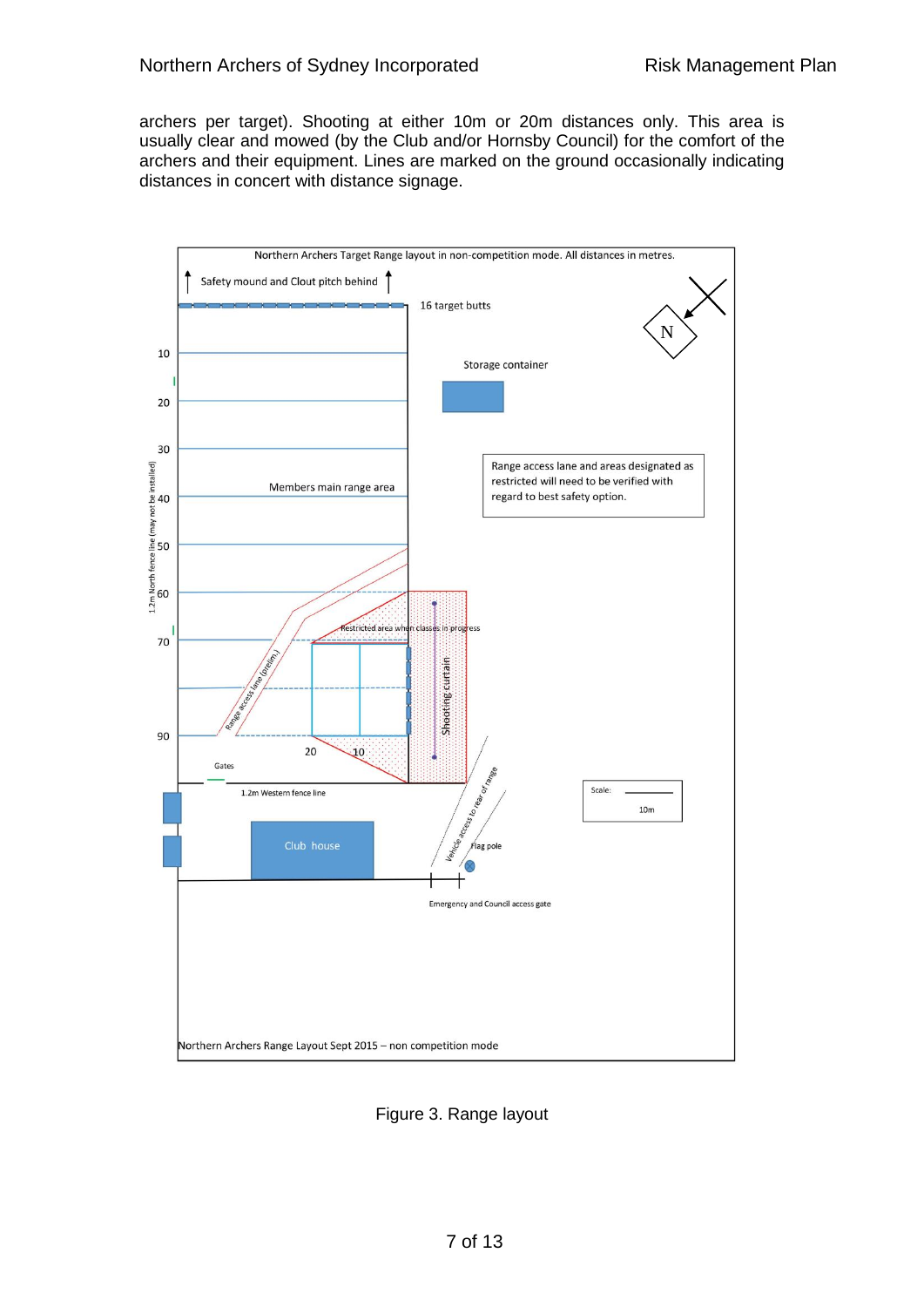archers per target). Shooting at either 10m or 20m distances only. This area is usually clear and mowed (by the Club and/or Hornsby Council) for the comfort of the archers and their equipment. Lines are marked on the ground occasionally indicating distances in concert with distance signage.

Northern Archers Target Range layout in non-competition mode. All distances in metres.

Safety mound and Clout pitch behind

16 target butts

N

Storage container

Range access lane and areas designated as restricted will need to be verified with regard to best safety option.

Members main range area

10

20

30

40

50

60

70

90

1.2m North fence line (may not be installed)

Restricted area when classes in progress

Range access lane (prelim.)

Shooting curtain

20

10

Gates

1.2m Western fence line

Club house

Vehicle access to rear of range

Flag pole

Emergency and Council access gate

Scale: 10m

Northern Archers Range Layout Sept 2015 – non competition mode

Figure 3. Range layout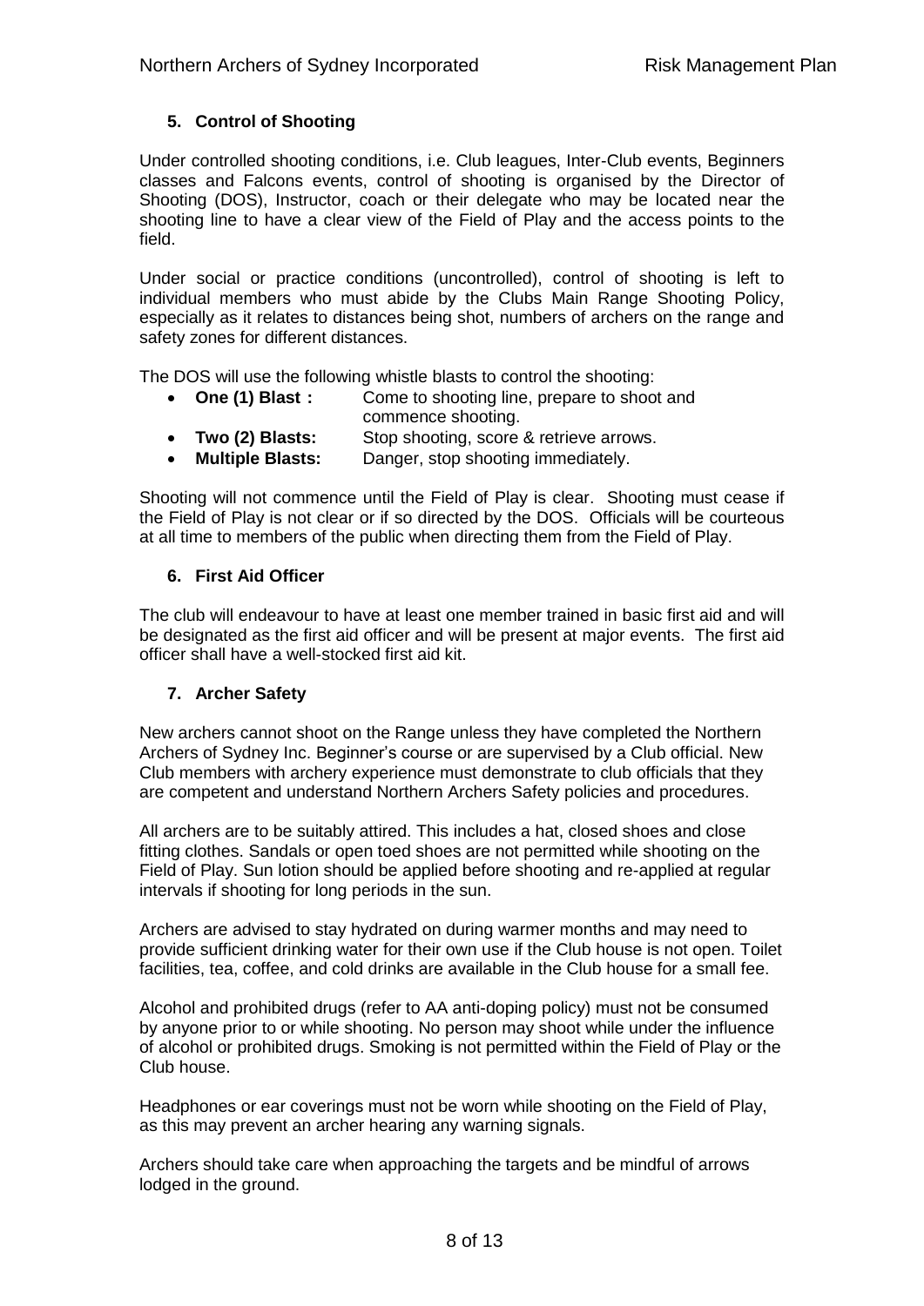## 5. Control of Shooting

Under controlled shooting conditions, i.e. Club leagues, Inter-Club events, Beginners classes and Falcons events, control of shooting is organised by the Director of Shooting (DOS), Instructor, coach or their delegate who may be located near the shooting line to have a clear view of the Field of Play and the access points to the field.

Under social or practice conditions (uncontrolled), control of shooting is left to individual members who must abide by the Clubs Main Range Shooting Policy, especially as it relates to distances being shot, numbers of archers on the range and safety zones for different distances.

The DOS will use the following whistle blasts to control the shooting:

- **One (1) Blast :** Come to shooting line, prepare to shoot and commence shooting.
- **Two (2) Blasts:** Stop shooting, score & retrieve arrows.
- **Multiple Blasts:** Danger, stop shooting immediately.

Shooting will not commence until the Field of Play is clear. Shooting must cease if the Field of Play is not clear or if so directed by the DOS. Officials will be courteous at all time to members of the public when directing them from the Field of Play.

## 6. First Aid Officer

The club will endeavour to have at least one member trained in basic first aid and will be designated as the first aid officer and will be present at major events. The first aid officer shall have a well-stocked first aid kit.

## 7. Archer Safety

New archers cannot shoot on the Range unless they have completed the Northern Archers of Sydney Inc. Beginner's course or are supervised by a Club official. New Club members with archery experience must demonstrate to club officials that they are competent and understand Northern Archers Safety policies and procedures.

All archers are to be suitably attired. This includes a hat, closed shoes and close fitting clothes. Sandals or open toed shoes are not permitted while shooting on the Field of Play. Sun lotion should be applied before shooting and re-applied at regular intervals if shooting for long periods in the sun.

Archers are advised to stay hydrated on during warmer months and may need to provide sufficient drinking water for their own use if the Club house is not open. Toilet facilities, tea, coffee, and cold drinks are available in the Club house for a small fee.

Alcohol and prohibited drugs (refer to AA anti-doping policy) must not be consumed by anyone prior to or while shooting. No person may shoot while under the influence of alcohol or prohibited drugs. Smoking is not permitted within the Field of Play or the Club house.

Headphones or ear coverings must not be worn while shooting on the Field of Play, as this may prevent an archer hearing any warning signals.

Archers should take care when approaching the targets and be mindful of arrows lodged in the ground.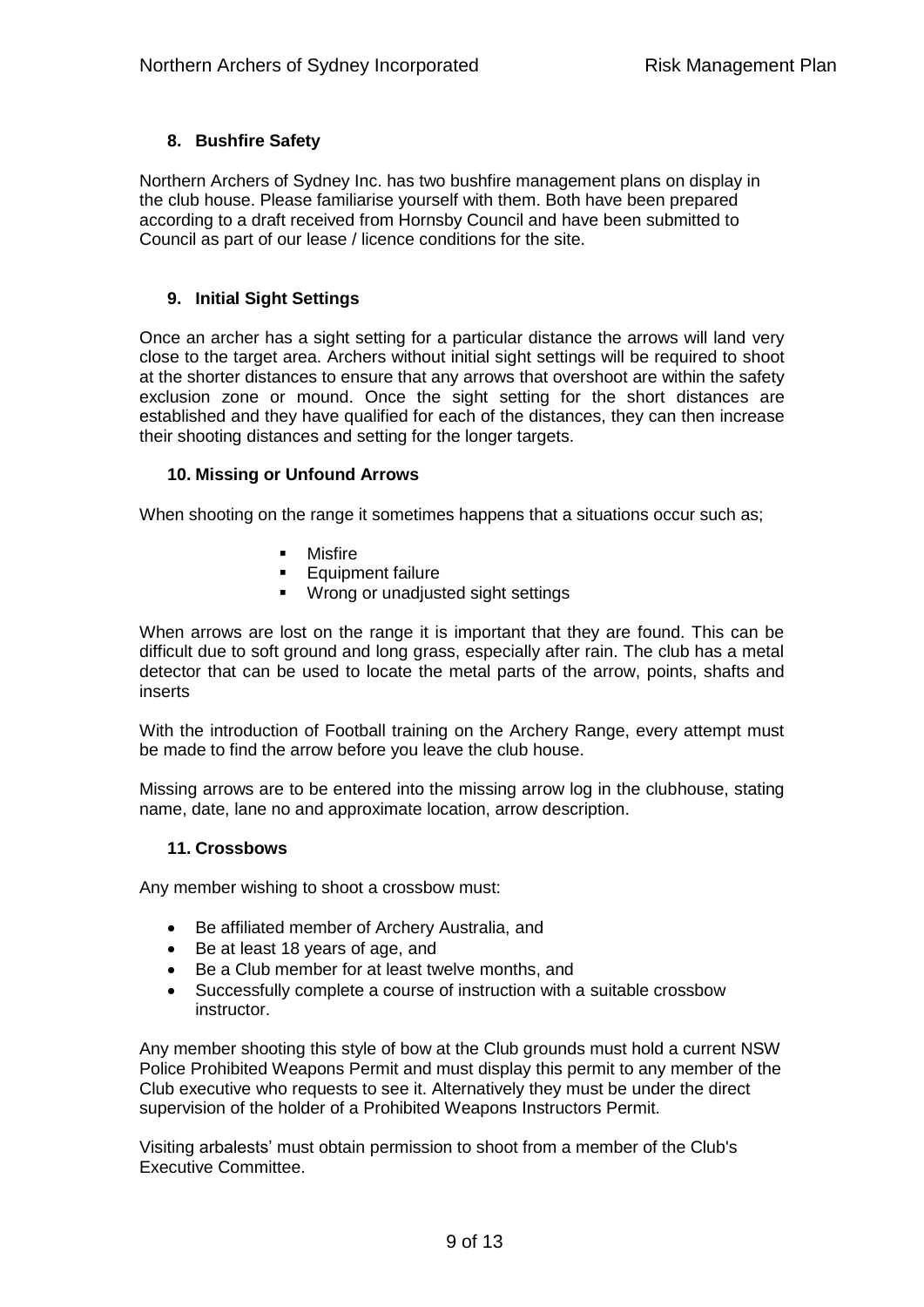### 8. Bushfire Safety

Northern Archers of Sydney Inc. has two bushfire management plans on display in the club house. Please familiarise yourself with them. Both have been prepared according to a draft received from Hornsby Council and have been submitted to Council as part of our lease / licence conditions for the site.

### 9. Initial Sight Settings

Once an archer has a sight setting for a particular distance the arrows will land very close to the target area. Archers without initial sight settings will be required to shoot at the shorter distances to ensure that any arrows that overshoot are within the safety exclusion zone or mound. Once the sight setting for the short distances are established and they have qualified for each of the distances, they can then increase their shooting distances and setting for the longer targets.

### 10. Missing or Unfound Arrows

When shooting on the range it sometimes happens that a situations occur such as;

- Misfire
- Equipment failure
- Wrong or unadjusted sight settings

When arrows are lost on the range it is important that they are found. This can be difficult due to soft ground and long grass, especially after rain. The club has a metal detector that can be used to locate the metal parts of the arrow, points, shafts and inserts

With the introduction of Football training on the Archery Range, every attempt must be made to find the arrow before you leave the club house.

Missing arrows are to be entered into the missing arrow log in the clubhouse, stating name, date, lane no and approximate location, arrow description.

### 11. Crossbows

Any member wishing to shoot a crossbow must:

- Be affiliated member of Archery Australia, and
- Be at least 18 years of age, and
- Be a Club member for at least twelve months, and
- Successfully complete a course of instruction with a suitable crossbow instructor.

Any member shooting this style of bow at the Club grounds must hold a current NSW Police Prohibited Weapons Permit and must display this permit to any member of the Club executive who requests to see it. Alternatively they must be under the direct supervision of the holder of a Prohibited Weapons Instructors Permit.

Visiting arbalests' must obtain permission to shoot from a member of the Club's Executive Committee.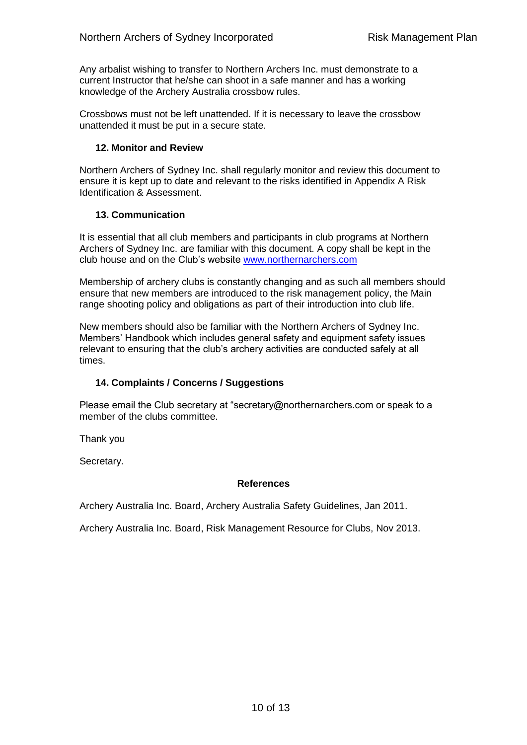Any arbalist wishing to transfer to Northern Archers Inc. must demonstrate to a current Instructor that he/she can shoot in a safe manner and has a working knowledge of the Archery Australia crossbow rules.

Crossbows must not be left unattended. If it is necessary to leave the crossbow unattended it must be put in a secure state.

### 12. Monitor and Review

Northern Archers of Sydney Inc. shall regularly monitor and review this document to ensure it is kept up to date and relevant to the risks identified in Appendix A Risk Identification & Assessment.

### 13. Communication

It is essential that all club members and participants in club programs at Northern Archers of Sydney Inc. are familiar with this document. A copy shall be kept in the club house and on the Club's website [www.northernarchers.com](http://www.northernarchers.com)

Membership of archery clubs is constantly changing and as such all members should ensure that new members are introduced to the risk management policy, the Main range shooting policy and obligations as part of their introduction into club life.

New members should also be familiar with the Northern Archers of Sydney Inc. Members' Handbook which includes general safety and equipment safety issues relevant to ensuring that the club's archery activities are conducted safely at all times.

### 14. Complaints / Concerns / Suggestions

Please email the Club secretary at "secretary@northernarchers.com or speak to a member of the clubs committee.

Thank you

Secretary.

**References**

Archery Australia Inc. Board, Archery Australia Safety Guidelines, Jan 2011.

Archery Australia Inc. Board, Risk Management Resource for Clubs, Nov 2013.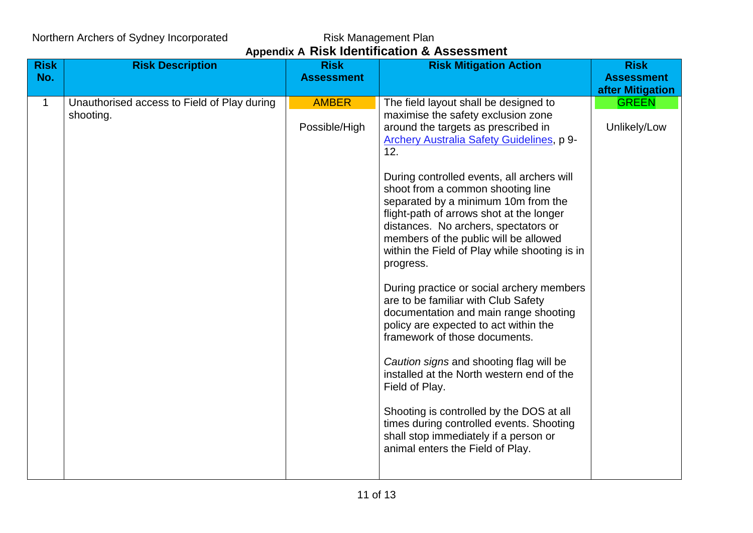## Appendix A Risk Identification & Assessment

| Risk No. | Risk Description | Risk Assessment | Risk Mitigation Action | Risk Assessment after Mitigation |
|---|---|---|---|---|
| 1 | Unauthorised access to Field of Play during shooting. | AMBER<br><br>Possible/High | The field layout shall be designed to maximise the safety exclusion zone around the targets as prescribed in [Archery Australia Safety Guidelines](), p 9-12.<br><br>During controlled events, all archers will shoot from a common shooting line separated by a minimum 10m from the flight-path of arrows shot at the longer distances. No archers, spectators or members of the public will be allowed within the Field of Play while shooting is in progress.<br><br>During practice or social archery members are to be familiar with Club Safety documentation and main range shooting policy are expected to act within the framework of those documents.<br><br>*Caution signs* and shooting flag will be installed at the North western end of the Field of Play.<br><br>Shooting is controlled by the DOS at all times during controlled events. Shooting shall stop immediately if a person or animal enters the Field of Play. | GREEN<br><br>Unlikely/Low |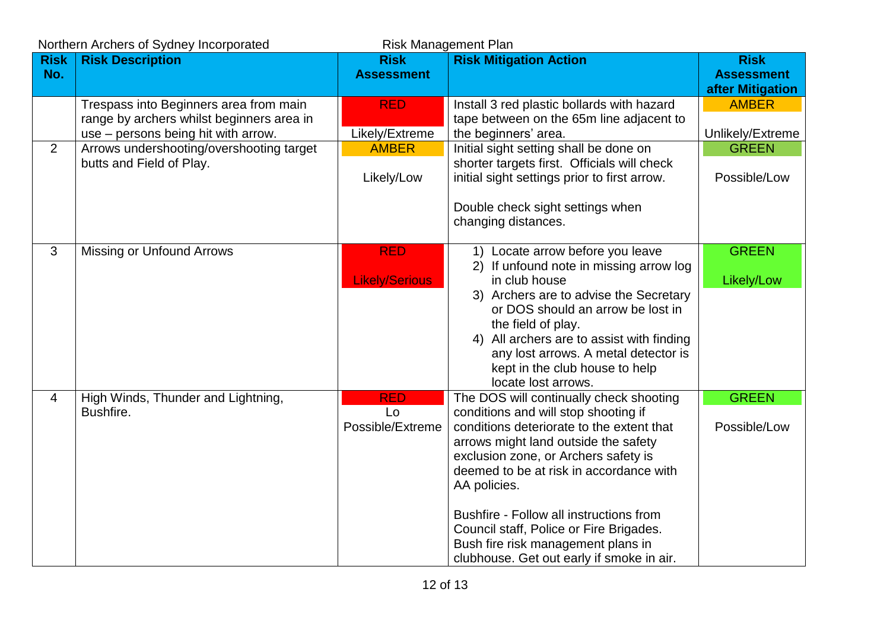Northern Archers of Sydney Incorporated Risk Management Plan

| Risk No. | Risk Description | Risk Assessment | Risk Mitigation Action | Risk Assessment after Mitigation |
|---|---|---|---|---|
| | Trespass into Beginners area from main range by archers whilst beginners area in use – persons being hit with arrow. | RED<br><br>Likely/Extreme | Install 3 red plastic bollards with hazard tape between on the 65m line adjacent to the beginners' area. | AMBER<br><br>Unlikely/Extreme |
| 2 | Arrows undershooting/overshooting target butts and Field of Play. | AMBER<br><br>Likely/Low | Initial sight setting shall be done on shorter targets first. Officials will check initial sight settings prior to first arrow.<br><br>Double check sight settings when changing distances. | GREEN<br><br>Possible/Low |
| 3 | Missing or Unfound Arrows | RED<br><br>Likely/Serious | 1) Locate arrow before you leave<br>2) If unfound note in missing arrow log in club house<br>3) Archers are to advise the Secretary or DOS should an arrow be lost in the field of play.<br>4) All archers are to assist with finding any lost arrows. A metal detector is kept in the club house to help locate lost arrows. | GREEN<br><br>Likely/Low |
| 4 | High Winds, Thunder and Lightning, Bushfire. | RED<br>Lo<br>Possible/Extreme | The DOS will continually check shooting conditions and will stop shooting if conditions deteriorate to the extent that arrows might land outside the safety exclusion zone, or Archers safety is deemed to be at risk in accordance with AA policies.<br><br>Bushfire - Follow all instructions from Council staff, Police or Fire Brigades. Bush fire risk management plans in clubhouse. Get out early if smoke in air. | GREEN<br><br>Possible/Low |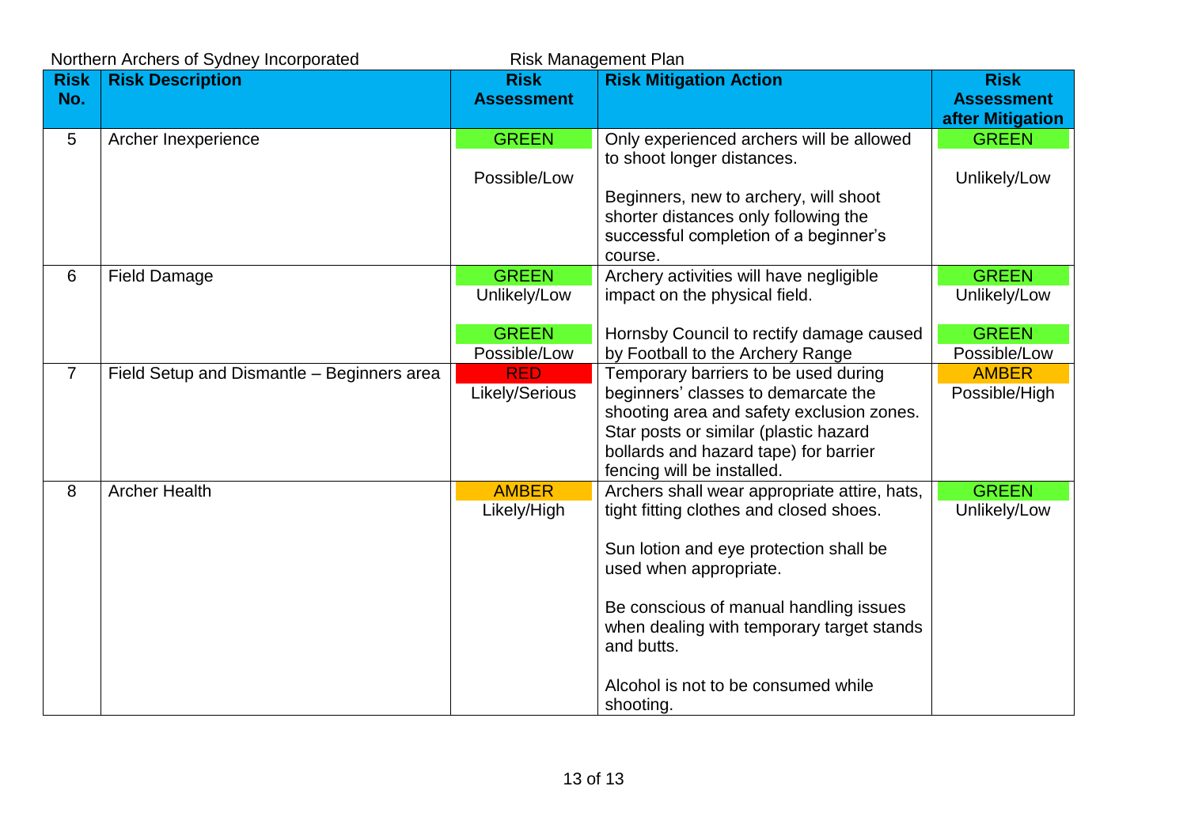Northern Archers of Sydney Incorporated — Risk Management Plan

| Risk No. | Risk Description | Risk Assessment | Risk Mitigation Action | Risk Assessment after Mitigation |
|---|---|---|---|---|
| 5 | Archer Inexperience | GREEN<br><br>Possible/Low | Only experienced archers will be allowed to shoot longer distances.<br><br>Beginners, new to archery, will shoot shorter distances only following the successful completion of a beginner's course. | GREEN<br><br>Unlikely/Low |
| 6 | Field Damage | GREEN<br>Unlikely/Low<br><br>GREEN<br>Possible/Low | Archery activities will have negligible impact on the physical field.<br><br>Hornsby Council to rectify damage caused by Football to the Archery Range | GREEN<br>Unlikely/Low<br><br>GREEN<br>Possible/Low |
| 7 | Field Setup and Dismantle – Beginners area | RED<br>Likely/Serious | Temporary barriers to be used during beginners' classes to demarcate the shooting area and safety exclusion zones. Star posts or similar (plastic hazard bollards and hazard tape) for barrier fencing will be installed. | AMBER<br>Possible/High |
| 8 | Archer Health | AMBER<br>Likely/High | Archers shall wear appropriate attire, hats, tight fitting clothes and closed shoes.<br><br>Sun lotion and eye protection shall be used when appropriate.<br><br>Be conscious of manual handling issues when dealing with temporary target stands and butts.<br><br>Alcohol is not to be consumed while shooting. | GREEN<br>Unlikely/Low |